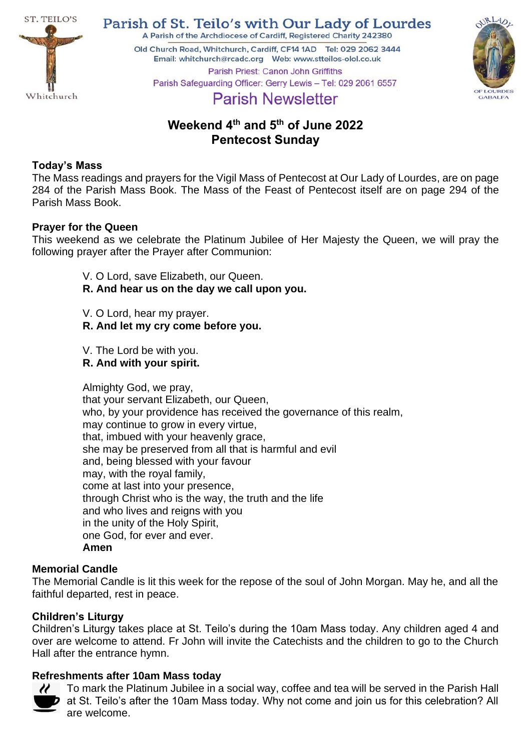# Parish of St. Teilo's with Our Lady of Lourdes

A Parish of the Archdiocese of Cardiff, Registered Charity 242380

Old Church Road, Whitchurch, Cardiff, CF14 1AD Tel: 029 2062 3444

Email: whitchurch@rcadc.org Web: www.stteilos-olol.co.uk

Parish Priest: Canon John Griffiths

Parish Safeguarding Officer: Gerry Lewis – Tel: 029 2061 6557

## Parish Newsletter

## Weekend 4th and 5th of June 2022
## Pentecost Sunday

### Today's Mass

The Mass readings and prayers for the Vigil Mass of Pentecost at Our Lady of Lourdes, are on page 284 of the Parish Mass Book. The Mass of the Feast of Pentecost itself are on page 294 of the Parish Mass Book.

### Prayer for the Queen

This weekend as we celebrate the Platinum Jubilee of Her Majesty the Queen, we will pray the following prayer after the Prayer after Communion:

V. O Lord, save Elizabeth, our Queen.
**R. And hear us on the day we call upon you.**

V. O Lord, hear my prayer.
**R. And let my cry come before you.**

V. The Lord be with you.
**R. And with your spirit.**

Almighty God, we pray,
that your servant Elizabeth, our Queen,
who, by your providence has received the governance of this realm,
may continue to grow in every virtue,
that, imbued with your heavenly grace,
she may be preserved from all that is harmful and evil
and, being blessed with your favour
may, with the royal family,
come at last into your presence,
through Christ who is the way, the truth and the life
and who lives and reigns with you
in the unity of the Holy Spirit,
one God, for ever and ever.
**Amen**

### Memorial Candle

The Memorial Candle is lit this week for the repose of the soul of John Morgan. May he, and all the faithful departed, rest in peace.

### Children's Liturgy

Children's Liturgy takes place at St. Teilo's during the 10am Mass today. Any children aged 4 and over are welcome to attend. Fr John will invite the Catechists and the children to go to the Church Hall after the entrance hymn.

### Refreshments after 10am Mass today

To mark the Platinum Jubilee in a social way, coffee and tea will be served in the Parish Hall at St. Teilo's after the 10am Mass today. Why not come and join us for this celebration? All are welcome.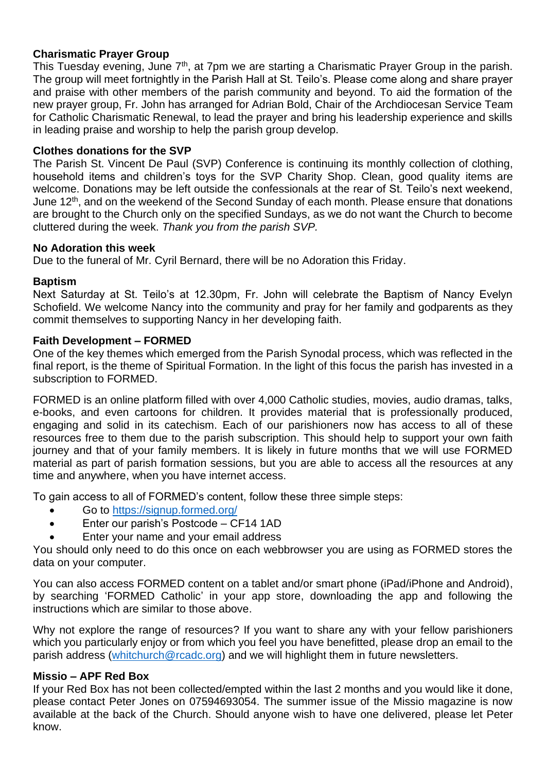### Charismatic Prayer Group

This Tuesday evening, June 7th, at 7pm we are starting a Charismatic Prayer Group in the parish. The group will meet fortnightly in the Parish Hall at St. Teilo's. Please come along and share prayer and praise with other members of the parish community and beyond. To aid the formation of the new prayer group, Fr. John has arranged for Adrian Bold, Chair of the Archdiocesan Service Team for Catholic Charismatic Renewal, to lead the prayer and bring his leadership experience and skills in leading praise and worship to help the parish group develop.

### Clothes donations for the SVP

The Parish St. Vincent De Paul (SVP) Conference is continuing its monthly collection of clothing, household items and children's toys for the SVP Charity Shop. Clean, good quality items are welcome. Donations may be left outside the confessionals at the rear of St. Teilo's next weekend, June 12th, and on the weekend of the Second Sunday of each month. Please ensure that donations are brought to the Church only on the specified Sundays, as we do not want the Church to become cluttered during the week. *Thank you from the parish SVP.*

### No Adoration this week

Due to the funeral of Mr. Cyril Bernard, there will be no Adoration this Friday.

### Baptism

Next Saturday at St. Teilo's at 12.30pm, Fr. John will celebrate the Baptism of Nancy Evelyn Schofield. We welcome Nancy into the community and pray for her family and godparents as they commit themselves to supporting Nancy in her developing faith.

### Faith Development – FORMED

One of the key themes which emerged from the Parish Synodal process, which was reflected in the final report, is the theme of Spiritual Formation. In the light of this focus the parish has invested in a subscription to FORMED.

FORMED is an online platform filled with over 4,000 Catholic studies, movies, audio dramas, talks, e-books, and even cartoons for children. It provides material that is professionally produced, engaging and solid in its catechism. Each of our parishioners now has access to all of these resources free to them due to the parish subscription. This should help to support your own faith journey and that of your family members. It is likely in future months that we will use FORMED material as part of parish formation sessions, but you are able to access all the resources at any time and anywhere, when you have internet access.

To gain access to all of FORMED's content, follow these three simple steps:

- Go to https://signup.formed.org/
- Enter our parish's Postcode – CF14 1AD
- Enter your name and your email address

You should only need to do this once on each webbrowser you are using as FORMED stores the data on your computer.

You can also access FORMED content on a tablet and/or smart phone (iPad/iPhone and Android), by searching 'FORMED Catholic' in your app store, downloading the app and following the instructions which are similar to those above.

Why not explore the range of resources? If you want to share any with your fellow parishioners which you particularly enjoy or from which you feel you have benefitted, please drop an email to the parish address (whitchurch@rcadc.org) and we will highlight them in future newsletters.

### Missio – APF Red Box

If your Red Box has not been collected/empted within the last 2 months and you would like it done, please contact Peter Jones on 07594693054. The summer issue of the Missio magazine is now available at the back of the Church. Should anyone wish to have one delivered, please let Peter know.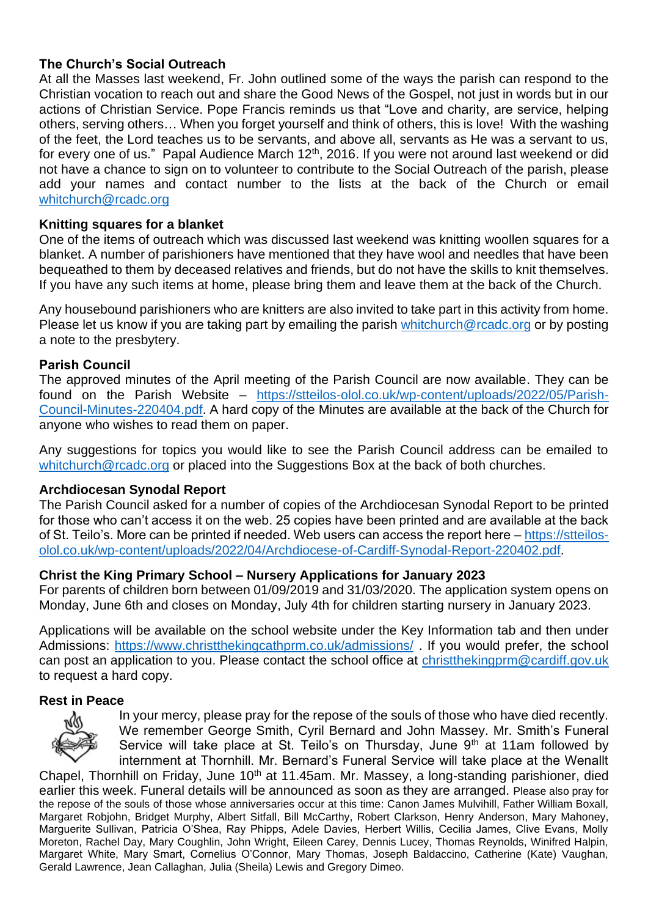## The Church's Social Outreach

At all the Masses last weekend, Fr. John outlined some of the ways the parish can respond to the Christian vocation to reach out and share the Good News of the Gospel, not just in words but in our actions of Christian Service. Pope Francis reminds us that "Love and charity, are service, helping others, serving others… When you forget yourself and think of others, this is love! With the washing of the feet, the Lord teaches us to be servants, and above all, servants as He was a servant to us, for every one of us." Papal Audience March 12th, 2016. If you were not around last weekend or did not have a chance to sign on to volunteer to contribute to the Social Outreach of the parish, please add your names and contact number to the lists at the back of the Church or email whitchurch@rcadc.org

## Knitting squares for a blanket

One of the items of outreach which was discussed last weekend was knitting woollen squares for a blanket. A number of parishioners have mentioned that they have wool and needles that have been bequeathed to them by deceased relatives and friends, but do not have the skills to knit themselves. If you have any such items at home, please bring them and leave them at the back of the Church.

Any housebound parishioners who are knitters are also invited to take part in this activity from home. Please let us know if you are taking part by emailing the parish whitchurch@rcadc.org or by posting a note to the presbytery.

## Parish Council

The approved minutes of the April meeting of the Parish Council are now available. They can be found on the Parish Website – https://stteilos-olol.co.uk/wp-content/uploads/2022/05/Parish-Council-Minutes-220404.pdf. A hard copy of the Minutes are available at the back of the Church for anyone who wishes to read them on paper.

Any suggestions for topics you would like to see the Parish Council address can be emailed to whitchurch@rcadc.org or placed into the Suggestions Box at the back of both churches.

## Archdiocesan Synodal Report

The Parish Council asked for a number of copies of the Archdiocesan Synodal Report to be printed for those who can't access it on the web. 25 copies have been printed and are available at the back of St. Teilo's. More can be printed if needed. Web users can access the report here – https://stteilos-olol.co.uk/wp-content/uploads/2022/04/Archdiocese-of-Cardiff-Synodal-Report-220402.pdf.

## Christ the King Primary School – Nursery Applications for January 2023

For parents of children born between 01/09/2019 and 31/03/2020. The application system opens on Monday, June 6th and closes on Monday, July 4th for children starting nursery in January 2023.

Applications will be available on the school website under the Key Information tab and then under Admissions: https://www.christthekingcathprm.co.uk/admissions/ . If you would prefer, the school can post an application to you. Please contact the school office at christthekingprm@cardiff.gov.uk to request a hard copy.

## Rest in Peace

In your mercy, please pray for the repose of the souls of those who have died recently. We remember George Smith, Cyril Bernard and John Massey. Mr. Smith's Funeral Service will take place at St. Teilo's on Thursday, June 9th at 11am followed by internment at Thornhill. Mr. Bernard's Funeral Service will take place at the Wenallt Chapel, Thornhill on Friday, June 10th at 11.45am. Mr. Massey, a long-standing parishioner, died earlier this week. Funeral details will be announced as soon as they are arranged. Please also pray for the repose of the souls of those whose anniversaries occur at this time: Canon James Mulvihill, Father William Boxall, Margaret Robjohn, Bridget Murphy, Albert Sitfall, Bill McCarthy, Robert Clarkson, Henry Anderson, Mary Mahoney, Marguerite Sullivan, Patricia O'Shea, Ray Phipps, Adele Davies, Herbert Willis, Cecilia James, Clive Evans, Molly Moreton, Rachel Day, Mary Coughlin, John Wright, Eileen Carey, Dennis Lucey, Thomas Reynolds, Winifred Halpin, Margaret White, Mary Smart, Cornelius O'Connor, Mary Thomas, Joseph Baldaccino, Catherine (Kate) Vaughan, Gerald Lawrence, Jean Callaghan, Julia (Sheila) Lewis and Gregory Dimeo.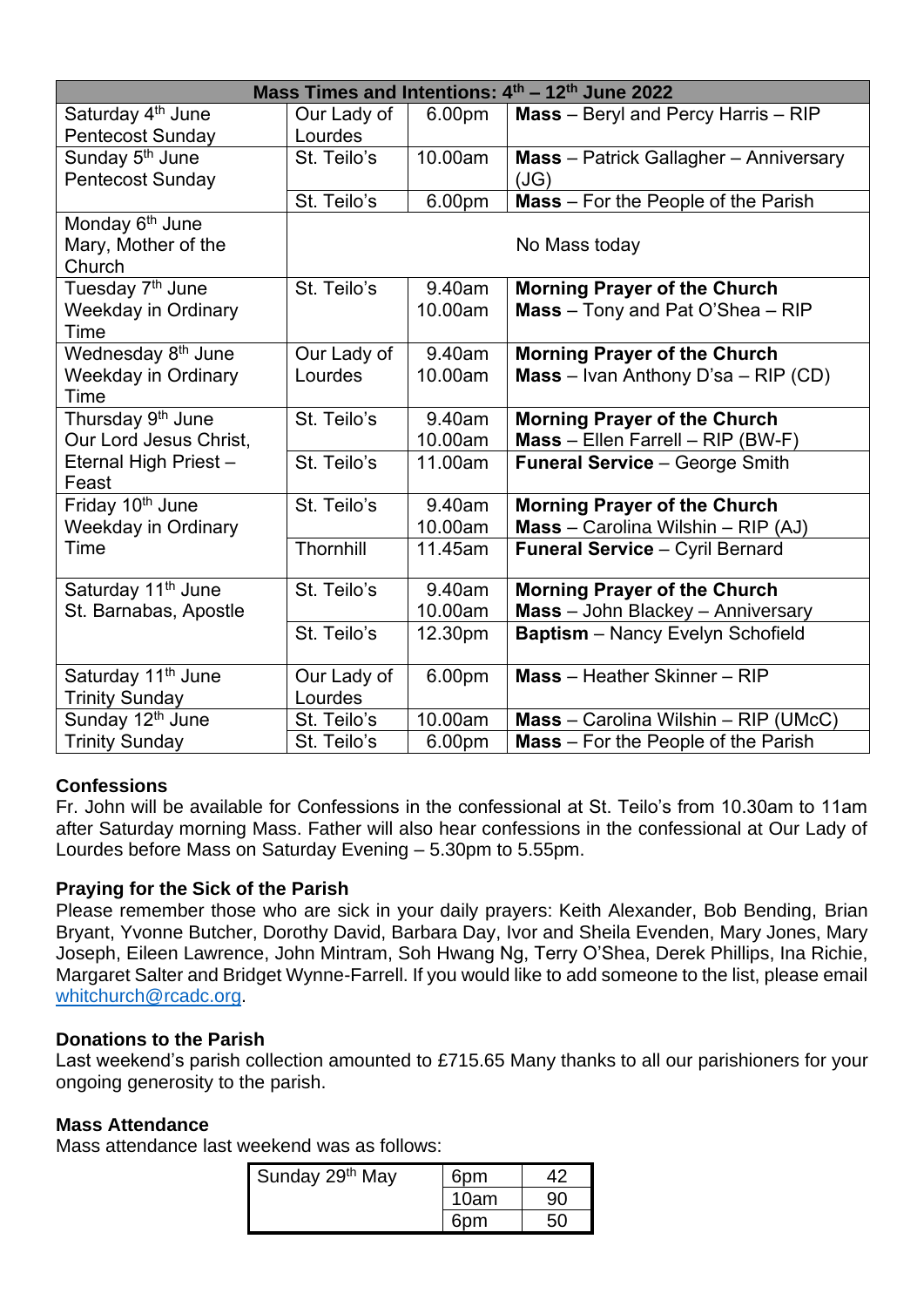| Mass Times and Intentions: 4th – 12th June 2022 | | | |
|---|---|---|---|
| Saturday 4th June<br>Pentecost Sunday | Our Lady of Lourdes | 6.00pm | **Mass** – Beryl and Percy Harris – RIP |
| Sunday 5th June<br>Pentecost Sunday | St. Teilo's | 10.00am | **Mass** – Patrick Gallagher – Anniversary (JG) |
| | St. Teilo's | 6.00pm | **Mass** – For the People of the Parish |
| Monday 6th June<br>Mary, Mother of the Church | | | No Mass today |
| Tuesday 7th June<br>Weekday in Ordinary Time | St. Teilo's | 9.40am<br>10.00am | **Morning Prayer of the Church**<br>**Mass** – Tony and Pat O'Shea – RIP |
| Wednesday 8th June<br>Weekday in Ordinary Time | Our Lady of Lourdes | 9.40am<br>10.00am | **Morning Prayer of the Church**<br>**Mass** – Ivan Anthony D'sa – RIP (CD) |
| Thursday 9th June<br>Our Lord Jesus Christ, Eternal High Priest – Feast | St. Teilo's | 9.40am<br>10.00am | **Morning Prayer of the Church**<br>**Mass** – Ellen Farrell – RIP (BW-F) |
| | St. Teilo's | 11.00am | **Funeral Service** – George Smith |
| Friday 10th June<br>Weekday in Ordinary Time | St. Teilo's | 9.40am<br>10.00am | **Morning Prayer of the Church**<br>**Mass** – Carolina Wilshin – RIP (AJ) |
| | Thornhill | 11.45am | **Funeral Service** – Cyril Bernard |
| Saturday 11th June<br>St. Barnabas, Apostle | St. Teilo's | 9.40am<br>10.00am | **Morning Prayer of the Church**<br>**Mass** – John Blackey – Anniversary |
| | St. Teilo's | 12.30pm | **Baptism** – Nancy Evelyn Schofield |
| Saturday 11th June<br>Trinity Sunday | Our Lady of Lourdes | 6.00pm | **Mass** – Heather Skinner – RIP |
| Sunday 12th June<br>Trinity Sunday | St. Teilo's | 10.00am | **Mass** – Carolina Wilshin – RIP (UMcC) |
| | St. Teilo's | 6.00pm | **Mass** – For the People of the Parish |

### Confessions

Fr. John will be available for Confessions in the confessional at St. Teilo's from 10.30am to 11am after Saturday morning Mass. Father will also hear confessions in the confessional at Our Lady of Lourdes before Mass on Saturday Evening – 5.30pm to 5.55pm.

### Praying for the Sick of the Parish

Please remember those who are sick in your daily prayers: Keith Alexander, Bob Bending, Brian Bryant, Yvonne Butcher, Dorothy David, Barbara Day, Ivor and Sheila Evenden, Mary Jones, Mary Joseph, Eileen Lawrence, John Mintram, Soh Hwang Ng, Terry O'Shea, Derek Phillips, Ina Richie, Margaret Salter and Bridget Wynne-Farrell. If you would like to add someone to the list, please email whitchurch@rcadc.org.

### Donations to the Parish

Last weekend's parish collection amounted to £715.65 Many thanks to all our parishioners for your ongoing generosity to the parish.

### Mass Attendance

Mass attendance last weekend was as follows:

| | | |
|---|---|---|
| Sunday 29th May | 6pm | 42 |
| | 10am | 90 |
| | 6pm | 50 |